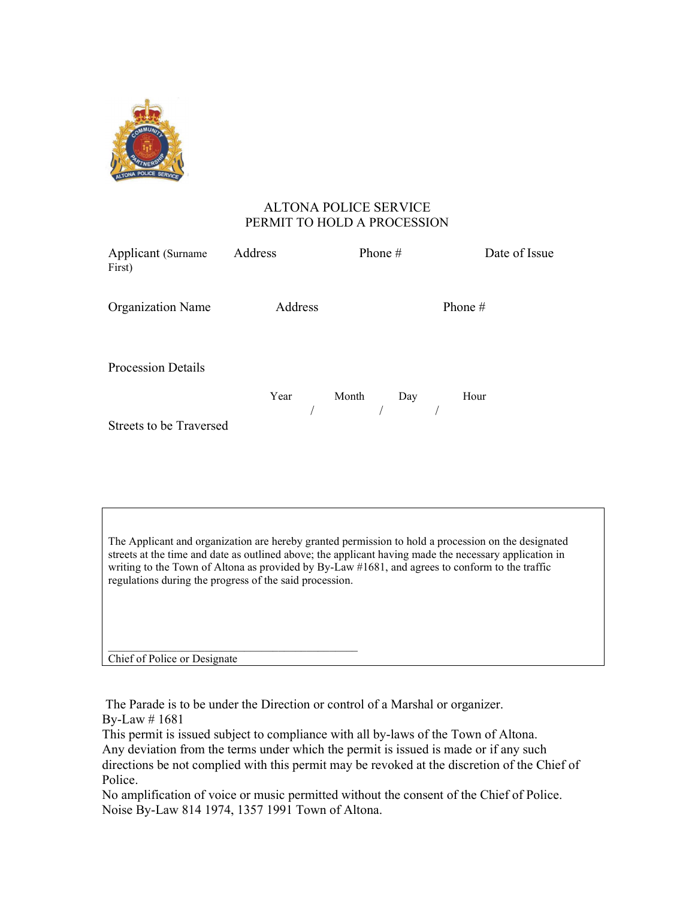# ALTONA POLICE SERVICE
## PERMIT TO HOLD A PROCESSION

| Applicant (Surname First) | Address | Phone # | Date of Issue |
|---|---|---|---|
| | | | |

| Organization Name | Address | Phone # |
|---|---|---|
| | | |

Procession Details

| Year | Month | Day | Hour |
|---|---|---|---|
| / | / | / | |

Streets to be Traversed

---

The Applicant and organization are hereby granted permission to hold a procession on the designated streets at the time and date as outlined above; the applicant having made the necessary application in writing to the Town of Altona as provided by By-Law #1681, and agrees to conform to the traffic regulations during the progress of the said procession.

\_\_\_\_\_\_\_\_\_\_\_\_\_\_\_\_\_\_\_\_\_\_\_\_\_\_\_\_\_\_\_\_\_\_\_\_\_\_\_\_

Chief of Police or Designate

---

The Parade is to be under the Direction or control of a Marshal or organizer.
By-Law # 1681
This permit is issued subject to compliance with all by-laws of the Town of Altona.
Any deviation from the terms under which the permit is issued is made or if any such directions be not complied with this permit may be revoked at the discretion of the Chief of Police.
No amplification of voice or music permitted without the consent of the Chief of Police.
Noise By-Law 814 1974, 1357 1991 Town of Altona.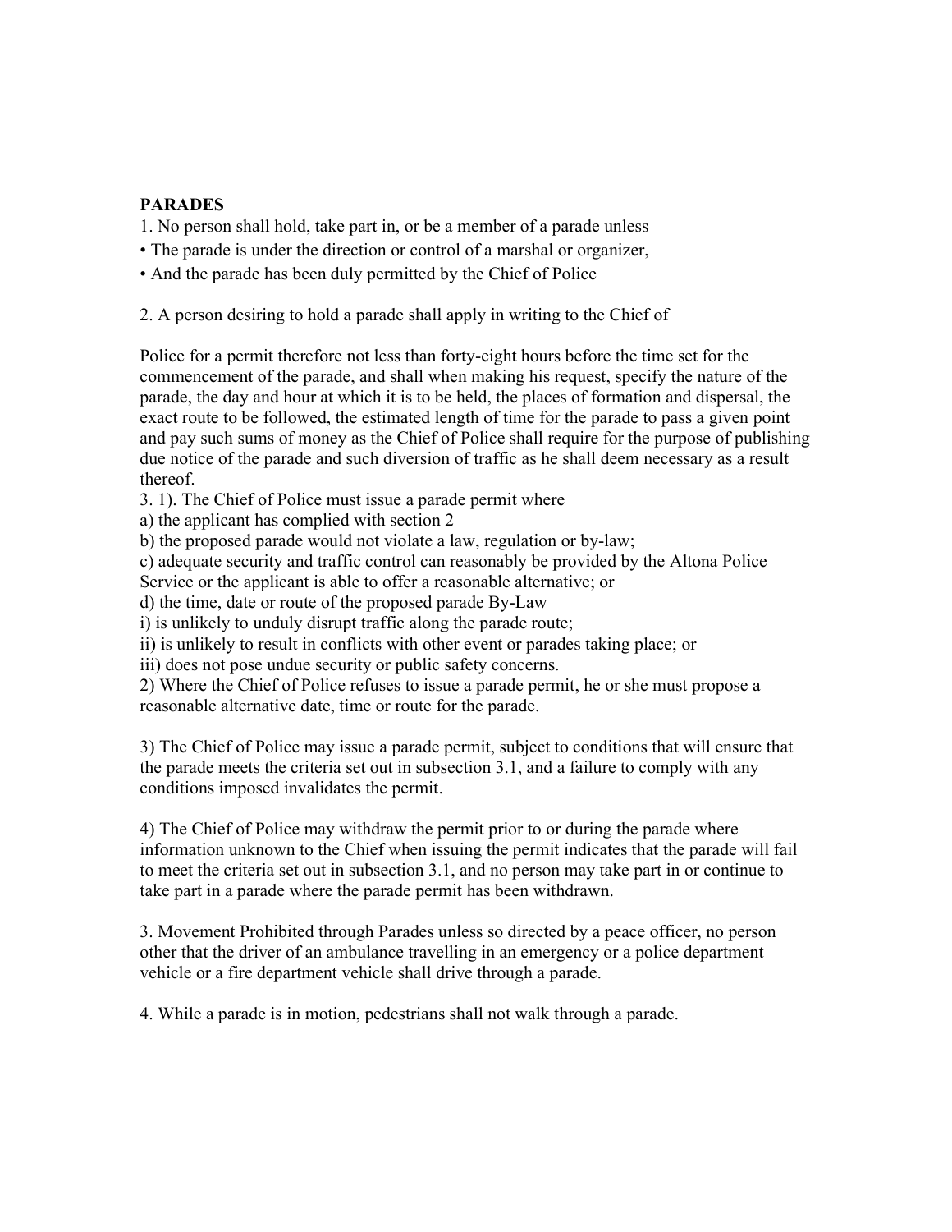**PARADES**

1. No person shall hold, take part in, or be a member of a parade unless

- The parade is under the direction or control of a marshal or organizer,
- And the parade has been duly permitted by the Chief of Police

2. A person desiring to hold a parade shall apply in writing to the Chief of

Police for a permit therefore not less than forty-eight hours before the time set for the commencement of the parade, and shall when making his request, specify the nature of the parade, the day and hour at which it is to be held, the places of formation and dispersal, the exact route to be followed, the estimated length of time for the parade to pass a given point and pay such sums of money as the Chief of Police shall require for the purpose of publishing due notice of the parade and such diversion of traffic as he shall deem necessary as a result thereof.

3. 1). The Chief of Police must issue a parade permit where

a) the applicant has complied with section 2

b) the proposed parade would not violate a law, regulation or by-law;

c) adequate security and traffic control can reasonably be provided by the Altona Police Service or the applicant is able to offer a reasonable alternative; or

d) the time, date or route of the proposed parade By-Law

i) is unlikely to unduly disrupt traffic along the parade route;

ii) is unlikely to result in conflicts with other event or parades taking place; or

iii) does not pose undue security or public safety concerns.

2) Where the Chief of Police refuses to issue a parade permit, he or she must propose a reasonable alternative date, time or route for the parade.

3) The Chief of Police may issue a parade permit, subject to conditions that will ensure that the parade meets the criteria set out in subsection 3.1, and a failure to comply with any conditions imposed invalidates the permit.

4) The Chief of Police may withdraw the permit prior to or during the parade where information unknown to the Chief when issuing the permit indicates that the parade will fail to meet the criteria set out in subsection 3.1, and no person may take part in or continue to take part in a parade where the parade permit has been withdrawn.

3. Movement Prohibited through Parades unless so directed by a peace officer, no person other that the driver of an ambulance travelling in an emergency or a police department vehicle or a fire department vehicle shall drive through a parade.

4. While a parade is in motion, pedestrians shall not walk through a parade.